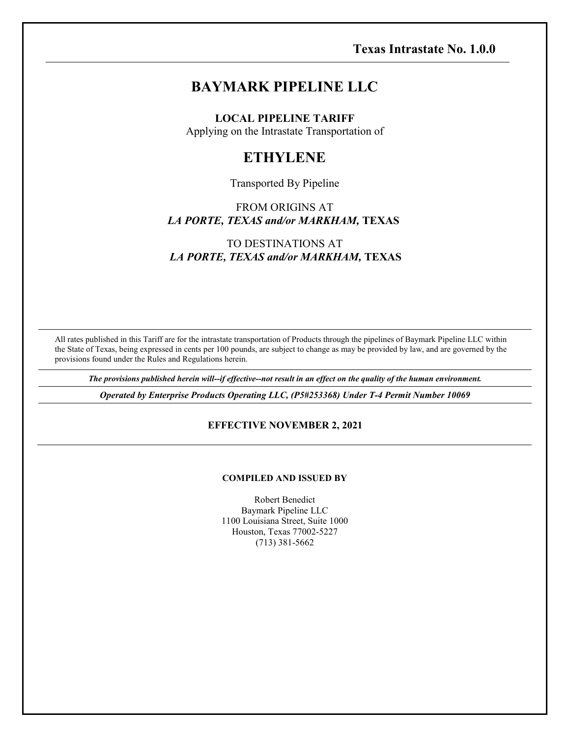**Texas Intrastate No. 1.0.0**

# BAYMARK PIPELINE LLC

**LOCAL PIPELINE TARIFF**

Applying on the Intrastate Transportation of

## ETHYLENE

Transported By Pipeline

FROM ORIGINS AT

***LA PORTE, TEXAS and/or MARKHAM,* TEXAS**

TO DESTINATIONS AT

***LA PORTE, TEXAS and/or MARKHAM,* TEXAS**

---

All rates published in this Tariff are for the intrastate transportation of Products through the pipelines of Baymark Pipeline LLC within the State of Texas, being expressed in cents per 100 pounds, are subject to change as may be provided by law, and are governed by the provisions found under the Rules and Regulations herein.

---

***The provisions published herein will--if effective--not result in an effect on the quality of the human environment.***

---

***Operated by Enterprise Products Operating LLC, (P5#253368) Under T-4 Permit Number 10069***

---

**EFFECTIVE NOVEMBER 2, 2021**

---

**COMPILED AND ISSUED BY**

Robert Benedict
Baymark Pipeline LLC
1100 Louisiana Street, Suite 1000
Houston, Texas 77002-5227
(713) 381-5662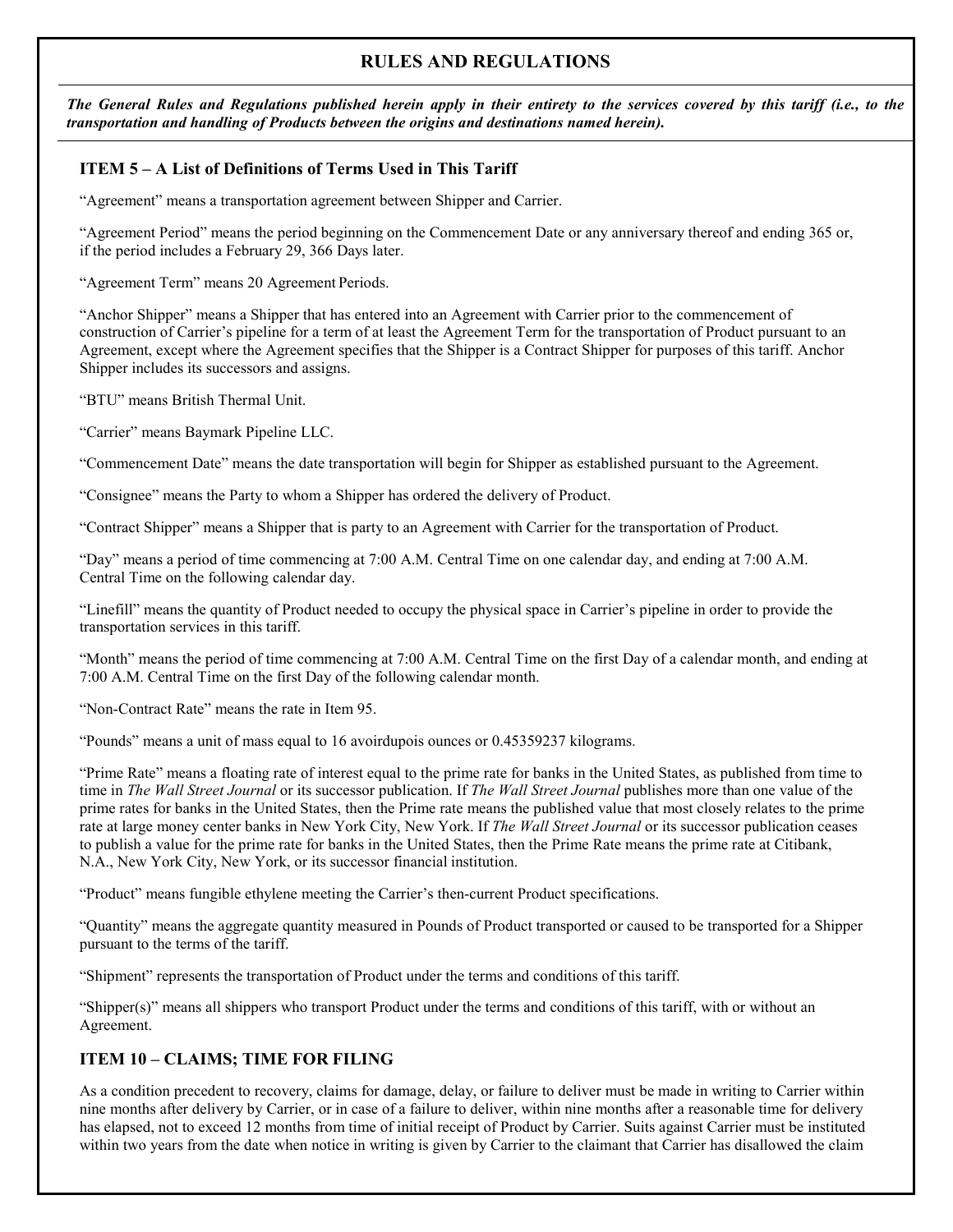## RULES AND REGULATIONS

***The General Rules and Regulations published herein apply in their entirety to the services covered by this tariff (i.e., to the transportation and handling of Products between the origins and destinations named herein).***

### ITEM 5 – A List of Definitions of Terms Used in This Tariff

"Agreement" means a transportation agreement between Shipper and Carrier.

"Agreement Period" means the period beginning on the Commencement Date or any anniversary thereof and ending 365 or, if the period includes a February 29, 366 Days later.

"Agreement Term" means 20 Agreement Periods.

"Anchor Shipper" means a Shipper that has entered into an Agreement with Carrier prior to the commencement of construction of Carrier's pipeline for a term of at least the Agreement Term for the transportation of Product pursuant to an Agreement, except where the Agreement specifies that the Shipper is a Contract Shipper for purposes of this tariff. Anchor Shipper includes its successors and assigns.

"BTU" means British Thermal Unit.

"Carrier" means Baymark Pipeline LLC.

"Commencement Date" means the date transportation will begin for Shipper as established pursuant to the Agreement.

"Consignee" means the Party to whom a Shipper has ordered the delivery of Product.

"Contract Shipper" means a Shipper that is party to an Agreement with Carrier for the transportation of Product.

"Day" means a period of time commencing at 7:00 A.M. Central Time on one calendar day, and ending at 7:00 A.M. Central Time on the following calendar day.

"Linefill" means the quantity of Product needed to occupy the physical space in Carrier's pipeline in order to provide the transportation services in this tariff.

"Month" means the period of time commencing at 7:00 A.M. Central Time on the first Day of a calendar month, and ending at 7:00 A.M. Central Time on the first Day of the following calendar month.

"Non-Contract Rate" means the rate in Item 95.

"Pounds" means a unit of mass equal to 16 avoirdupois ounces or 0.45359237 kilograms.

"Prime Rate" means a floating rate of interest equal to the prime rate for banks in the United States, as published from time to time in *The Wall Street Journal* or its successor publication. If *The Wall Street Journal* publishes more than one value of the prime rates for banks in the United States, then the Prime rate means the published value that most closely relates to the prime rate at large money center banks in New York City, New York. If *The Wall Street Journal* or its successor publication ceases to publish a value for the prime rate for banks in the United States, then the Prime Rate means the prime rate at Citibank, N.A., New York City, New York, or its successor financial institution.

"Product" means fungible ethylene meeting the Carrier's then-current Product specifications.

"Quantity" means the aggregate quantity measured in Pounds of Product transported or caused to be transported for a Shipper pursuant to the terms of the tariff.

"Shipment" represents the transportation of Product under the terms and conditions of this tariff.

"Shipper(s)" means all shippers who transport Product under the terms and conditions of this tariff, with or without an Agreement.

### ITEM 10 – CLAIMS; TIME FOR FILING

As a condition precedent to recovery, claims for damage, delay, or failure to deliver must be made in writing to Carrier within nine months after delivery by Carrier, or in case of a failure to deliver, within nine months after a reasonable time for delivery has elapsed, not to exceed 12 months from time of initial receipt of Product by Carrier. Suits against Carrier must be instituted within two years from the date when notice in writing is given by Carrier to the claimant that Carrier has disallowed the claim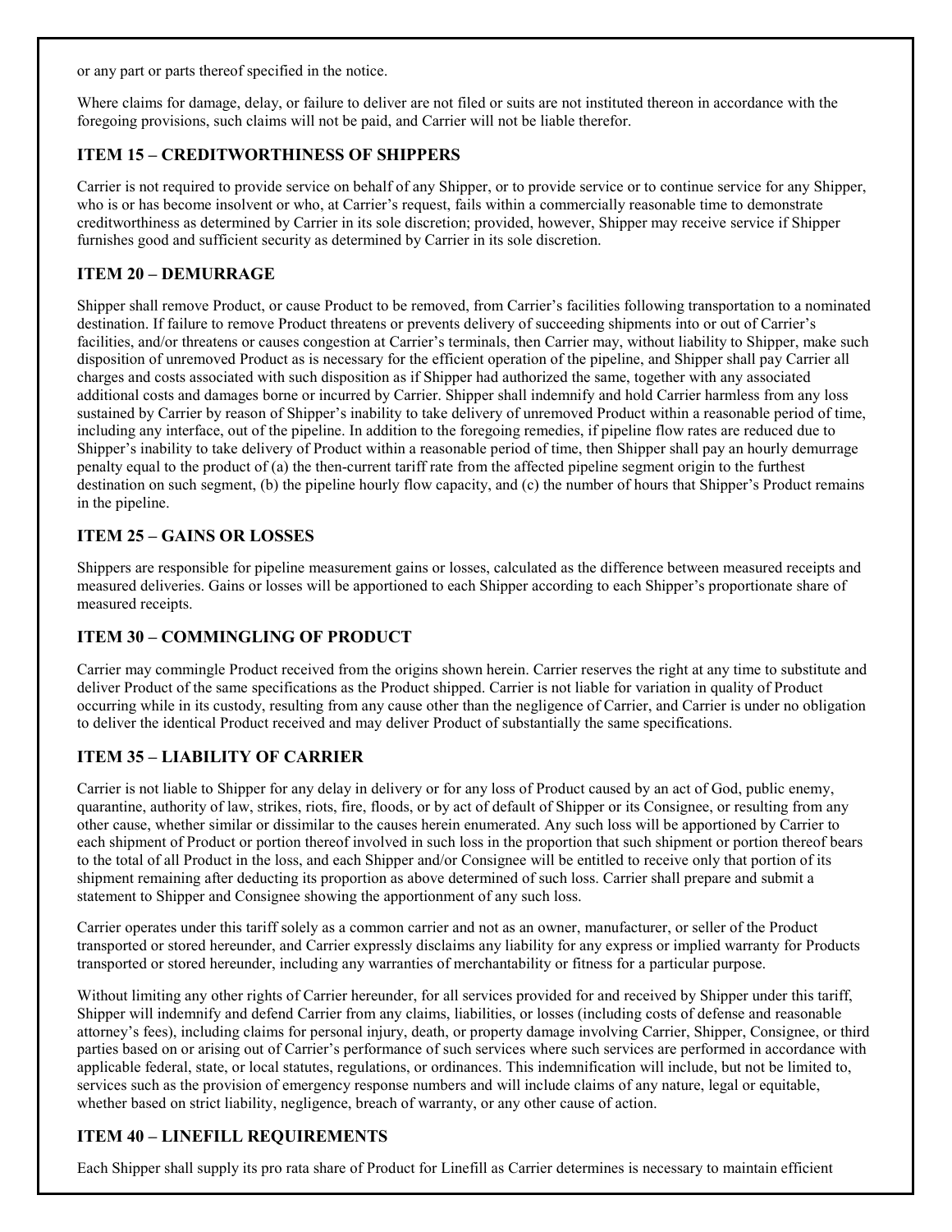or any part or parts thereof specified in the notice.

Where claims for damage, delay, or failure to deliver are not filed or suits are not instituted thereon in accordance with the foregoing provisions, such claims will not be paid, and Carrier will not be liable therefor.

## ITEM 15 – CREDITWORTHINESS OF SHIPPERS

Carrier is not required to provide service on behalf of any Shipper, or to provide service or to continue service for any Shipper, who is or has become insolvent or who, at Carrier's request, fails within a commercially reasonable time to demonstrate creditworthiness as determined by Carrier in its sole discretion; provided, however, Shipper may receive service if Shipper furnishes good and sufficient security as determined by Carrier in its sole discretion.

## ITEM 20 – DEMURRAGE

Shipper shall remove Product, or cause Product to be removed, from Carrier's facilities following transportation to a nominated destination. If failure to remove Product threatens or prevents delivery of succeeding shipments into or out of Carrier's facilities, and/or threatens or causes congestion at Carrier's terminals, then Carrier may, without liability to Shipper, make such disposition of unremoved Product as is necessary for the efficient operation of the pipeline, and Shipper shall pay Carrier all charges and costs associated with such disposition as if Shipper had authorized the same, together with any associated additional costs and damages borne or incurred by Carrier. Shipper shall indemnify and hold Carrier harmless from any loss sustained by Carrier by reason of Shipper's inability to take delivery of unremoved Product within a reasonable period of time, including any interface, out of the pipeline. In addition to the foregoing remedies, if pipeline flow rates are reduced due to Shipper's inability to take delivery of Product within a reasonable period of time, then Shipper shall pay an hourly demurrage penalty equal to the product of (a) the then-current tariff rate from the affected pipeline segment origin to the furthest destination on such segment, (b) the pipeline hourly flow capacity, and (c) the number of hours that Shipper's Product remains in the pipeline.

## ITEM 25 – GAINS OR LOSSES

Shippers are responsible for pipeline measurement gains or losses, calculated as the difference between measured receipts and measured deliveries. Gains or losses will be apportioned to each Shipper according to each Shipper's proportionate share of measured receipts.

## ITEM 30 – COMMINGLING OF PRODUCT

Carrier may commingle Product received from the origins shown herein. Carrier reserves the right at any time to substitute and deliver Product of the same specifications as the Product shipped. Carrier is not liable for variation in quality of Product occurring while in its custody, resulting from any cause other than the negligence of Carrier, and Carrier is under no obligation to deliver the identical Product received and may deliver Product of substantially the same specifications.

## ITEM 35 – LIABILITY OF CARRIER

Carrier is not liable to Shipper for any delay in delivery or for any loss of Product caused by an act of God, public enemy, quarantine, authority of law, strikes, riots, fire, floods, or by act of default of Shipper or its Consignee, or resulting from any other cause, whether similar or dissimilar to the causes herein enumerated. Any such loss will be apportioned by Carrier to each shipment of Product or portion thereof involved in such loss in the proportion that such shipment or portion thereof bears to the total of all Product in the loss, and each Shipper and/or Consignee will be entitled to receive only that portion of its shipment remaining after deducting its proportion as above determined of such loss. Carrier shall prepare and submit a statement to Shipper and Consignee showing the apportionment of any such loss.

Carrier operates under this tariff solely as a common carrier and not as an owner, manufacturer, or seller of the Product transported or stored hereunder, and Carrier expressly disclaims any liability for any express or implied warranty for Products transported or stored hereunder, including any warranties of merchantability or fitness for a particular purpose.

Without limiting any other rights of Carrier hereunder, for all services provided for and received by Shipper under this tariff, Shipper will indemnify and defend Carrier from any claims, liabilities, or losses (including costs of defense and reasonable attorney's fees), including claims for personal injury, death, or property damage involving Carrier, Shipper, Consignee, or third parties based on or arising out of Carrier's performance of such services where such services are performed in accordance with applicable federal, state, or local statutes, regulations, or ordinances. This indemnification will include, but not be limited to, services such as the provision of emergency response numbers and will include claims of any nature, legal or equitable, whether based on strict liability, negligence, breach of warranty, or any other cause of action.

## ITEM 40 – LINEFILL REQUIREMENTS

Each Shipper shall supply its pro rata share of Product for Linefill as Carrier determines is necessary to maintain efficient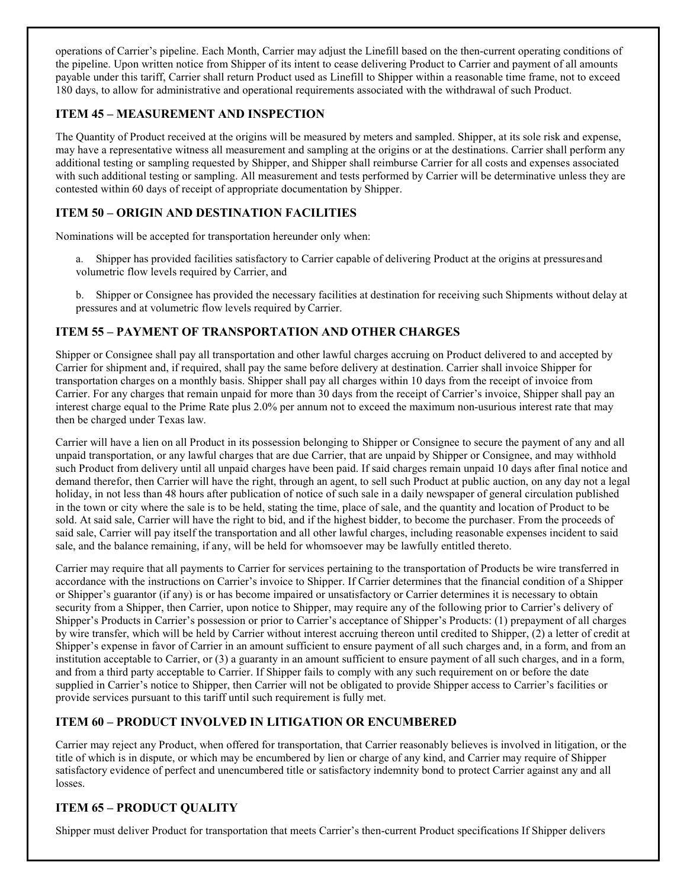operations of Carrier's pipeline. Each Month, Carrier may adjust the Linefill based on the then-current operating conditions of the pipeline. Upon written notice from Shipper of its intent to cease delivering Product to Carrier and payment of all amounts payable under this tariff, Carrier shall return Product used as Linefill to Shipper within a reasonable time frame, not to exceed 180 days, to allow for administrative and operational requirements associated with the withdrawal of such Product.

## ITEM 45 – MEASUREMENT AND INSPECTION

The Quantity of Product received at the origins will be measured by meters and sampled. Shipper, at its sole risk and expense, may have a representative witness all measurement and sampling at the origins or at the destinations. Carrier shall perform any additional testing or sampling requested by Shipper, and Shipper shall reimburse Carrier for all costs and expenses associated with such additional testing or sampling. All measurement and tests performed by Carrier will be determinative unless they are contested within 60 days of receipt of appropriate documentation by Shipper.

## ITEM 50 – ORIGIN AND DESTINATION FACILITIES

Nominations will be accepted for transportation hereunder only when:

a. Shipper has provided facilities satisfactory to Carrier capable of delivering Product at the origins at pressures and volumetric flow levels required by Carrier, and

b. Shipper or Consignee has provided the necessary facilities at destination for receiving such Shipments without delay at pressures and at volumetric flow levels required by Carrier.

## ITEM 55 – PAYMENT OF TRANSPORTATION AND OTHER CHARGES

Shipper or Consignee shall pay all transportation and other lawful charges accruing on Product delivered to and accepted by Carrier for shipment and, if required, shall pay the same before delivery at destination. Carrier shall invoice Shipper for transportation charges on a monthly basis. Shipper shall pay all charges within 10 days from the receipt of invoice from Carrier. For any charges that remain unpaid for more than 30 days from the receipt of Carrier's invoice, Shipper shall pay an interest charge equal to the Prime Rate plus 2.0% per annum not to exceed the maximum non-usurious interest rate that may then be charged under Texas law.

Carrier will have a lien on all Product in its possession belonging to Shipper or Consignee to secure the payment of any and all unpaid transportation, or any lawful charges that are due Carrier, that are unpaid by Shipper or Consignee, and may withhold such Product from delivery until all unpaid charges have been paid. If said charges remain unpaid 10 days after final notice and demand therefor, then Carrier will have the right, through an agent, to sell such Product at public auction, on any day not a legal holiday, in not less than 48 hours after publication of notice of such sale in a daily newspaper of general circulation published in the town or city where the sale is to be held, stating the time, place of sale, and the quantity and location of Product to be sold. At said sale, Carrier will have the right to bid, and if the highest bidder, to become the purchaser. From the proceeds of said sale, Carrier will pay itself the transportation and all other lawful charges, including reasonable expenses incident to said sale, and the balance remaining, if any, will be held for whomsoever may be lawfully entitled thereto.

Carrier may require that all payments to Carrier for services pertaining to the transportation of Products be wire transferred in accordance with the instructions on Carrier's invoice to Shipper. If Carrier determines that the financial condition of a Shipper or Shipper's guarantor (if any) is or has become impaired or unsatisfactory or Carrier determines it is necessary to obtain security from a Shipper, then Carrier, upon notice to Shipper, may require any of the following prior to Carrier's delivery of Shipper's Products in Carrier's possession or prior to Carrier's acceptance of Shipper's Products: (1) prepayment of all charges by wire transfer, which will be held by Carrier without interest accruing thereon until credited to Shipper, (2) a letter of credit at Shipper's expense in favor of Carrier in an amount sufficient to ensure payment of all such charges and, in a form, and from an institution acceptable to Carrier, or (3) a guaranty in an amount sufficient to ensure payment of all such charges, and in a form, and from a third party acceptable to Carrier. If Shipper fails to comply with any such requirement on or before the date supplied in Carrier's notice to Shipper, then Carrier will not be obligated to provide Shipper access to Carrier's facilities or provide services pursuant to this tariff until such requirement is fully met.

## ITEM 60 – PRODUCT INVOLVED IN LITIGATION OR ENCUMBERED

Carrier may reject any Product, when offered for transportation, that Carrier reasonably believes is involved in litigation, or the title of which is in dispute, or which may be encumbered by lien or charge of any kind, and Carrier may require of Shipper satisfactory evidence of perfect and unencumbered title or satisfactory indemnity bond to protect Carrier against any and all losses.

## ITEM 65 – PRODUCT QUALITY

Shipper must deliver Product for transportation that meets Carrier's then-current Product specifications If Shipper delivers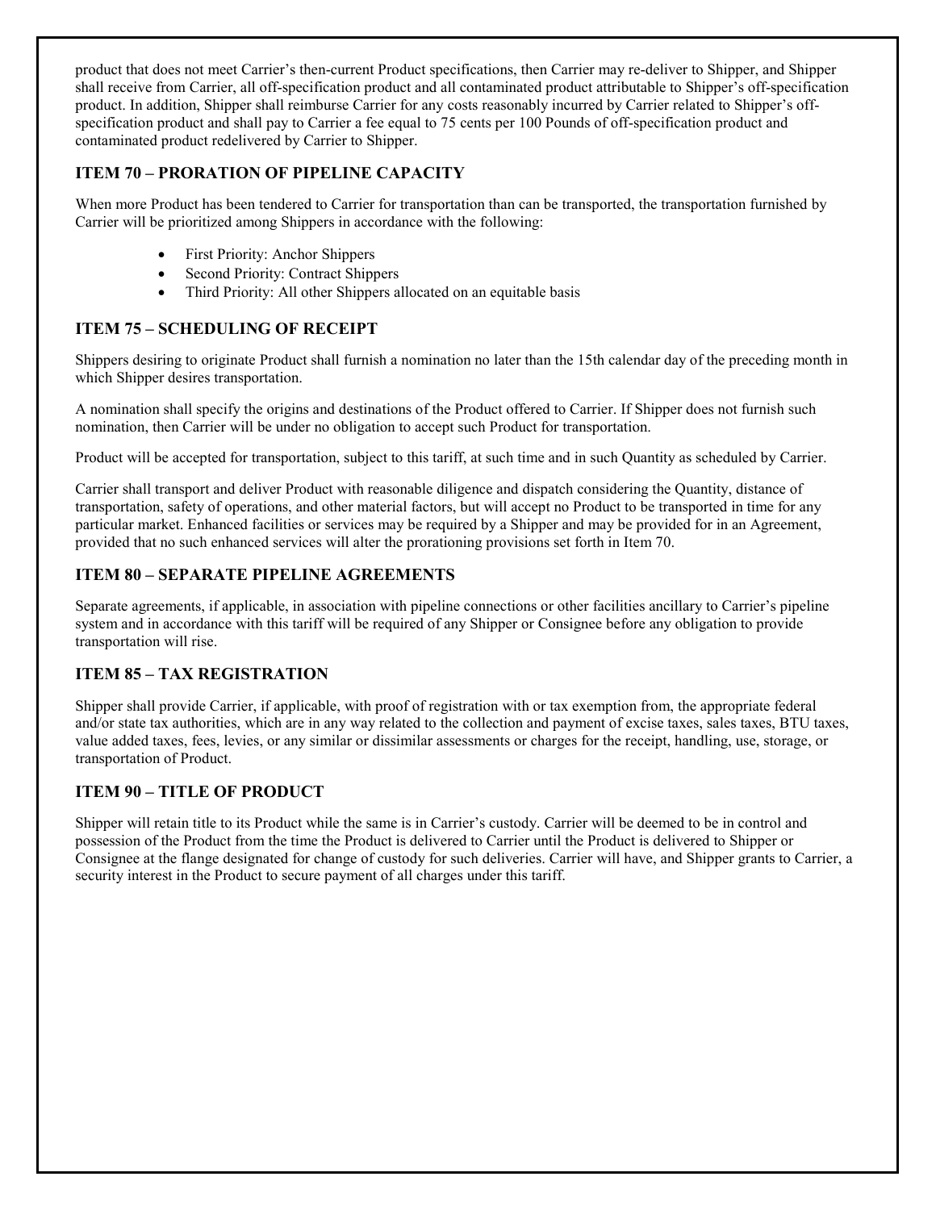product that does not meet Carrier's then-current Product specifications, then Carrier may re-deliver to Shipper, and Shipper shall receive from Carrier, all off-specification product and all contaminated product attributable to Shipper's off-specification product. In addition, Shipper shall reimburse Carrier for any costs reasonably incurred by Carrier related to Shipper's off-specification product and shall pay to Carrier a fee equal to 75 cents per 100 Pounds of off-specification product and contaminated product redelivered by Carrier to Shipper.

## ITEM 70 – PRORATION OF PIPELINE CAPACITY

When more Product has been tendered to Carrier for transportation than can be transported, the transportation furnished by Carrier will be prioritized among Shippers in accordance with the following:

- First Priority: Anchor Shippers
- Second Priority: Contract Shippers
- Third Priority: All other Shippers allocated on an equitable basis

## ITEM 75 – SCHEDULING OF RECEIPT

Shippers desiring to originate Product shall furnish a nomination no later than the 15th calendar day of the preceding month in which Shipper desires transportation.

A nomination shall specify the origins and destinations of the Product offered to Carrier. If Shipper does not furnish such nomination, then Carrier will be under no obligation to accept such Product for transportation.

Product will be accepted for transportation, subject to this tariff, at such time and in such Quantity as scheduled by Carrier.

Carrier shall transport and deliver Product with reasonable diligence and dispatch considering the Quantity, distance of transportation, safety of operations, and other material factors, but will accept no Product to be transported in time for any particular market. Enhanced facilities or services may be required by a Shipper and may be provided for in an Agreement, provided that no such enhanced services will alter the prorationing provisions set forth in Item 70.

## ITEM 80 – SEPARATE PIPELINE AGREEMENTS

Separate agreements, if applicable, in association with pipeline connections or other facilities ancillary to Carrier's pipeline system and in accordance with this tariff will be required of any Shipper or Consignee before any obligation to provide transportation will rise.

## ITEM 85 – TAX REGISTRATION

Shipper shall provide Carrier, if applicable, with proof of registration with or tax exemption from, the appropriate federal and/or state tax authorities, which are in any way related to the collection and payment of excise taxes, sales taxes, BTU taxes, value added taxes, fees, levies, or any similar or dissimilar assessments or charges for the receipt, handling, use, storage, or transportation of Product.

## ITEM 90 – TITLE OF PRODUCT

Shipper will retain title to its Product while the same is in Carrier's custody. Carrier will be deemed to be in control and possession of the Product from the time the Product is delivered to Carrier until the Product is delivered to Shipper or Consignee at the flange designated for change of custody for such deliveries. Carrier will have, and Shipper grants to Carrier, a security interest in the Product to secure payment of all charges under this tariff.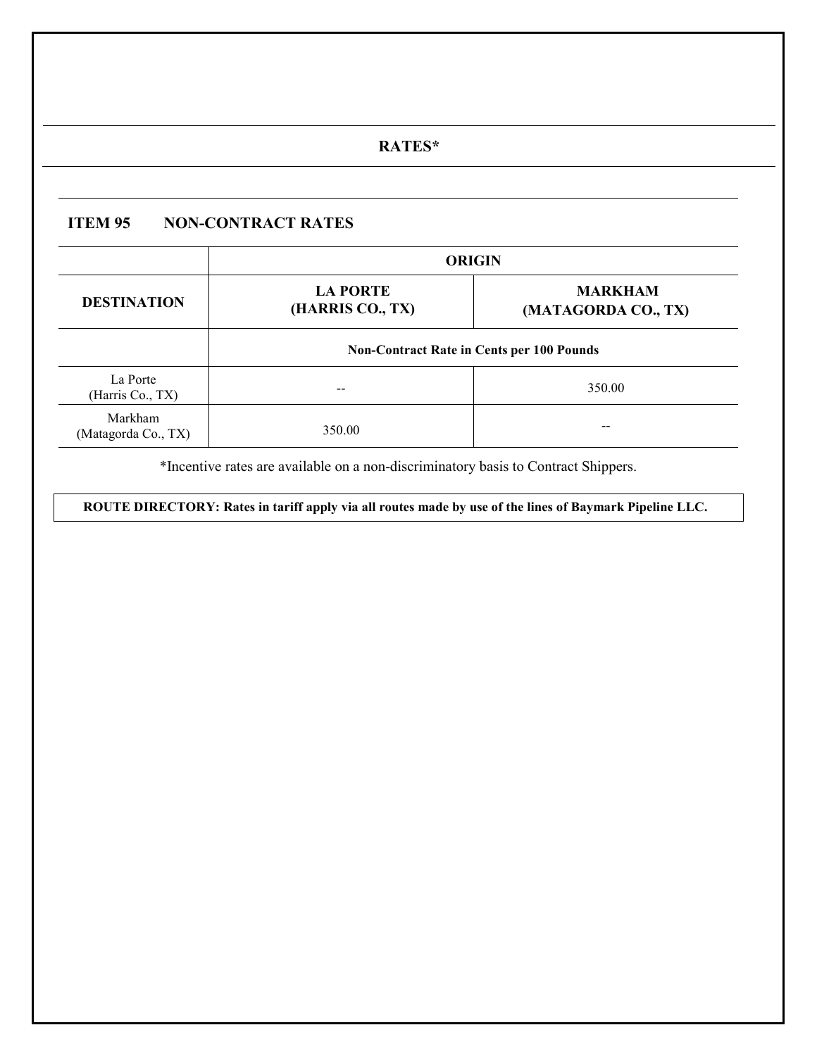## RATES*

### ITEM 95 NON-CONTRACT RATES

| DESTINATION | ORIGIN | |
|---|---|---|
| | **LA PORTE (HARRIS CO., TX)** | **MARKHAM (MATAGORDA CO., TX)** |
| | **Non-Contract Rate in Cents per 100 Pounds** | |
| La Porte (Harris Co., TX) | -- | 350.00 |
| Markham (Matagorda Co., TX) | 350.00 | -- |

*Incentive rates are available on a non-discriminatory basis to Contract Shippers.

**ROUTE DIRECTORY: Rates in tariff apply via all routes made by use of the lines of Baymark Pipeline LLC.**